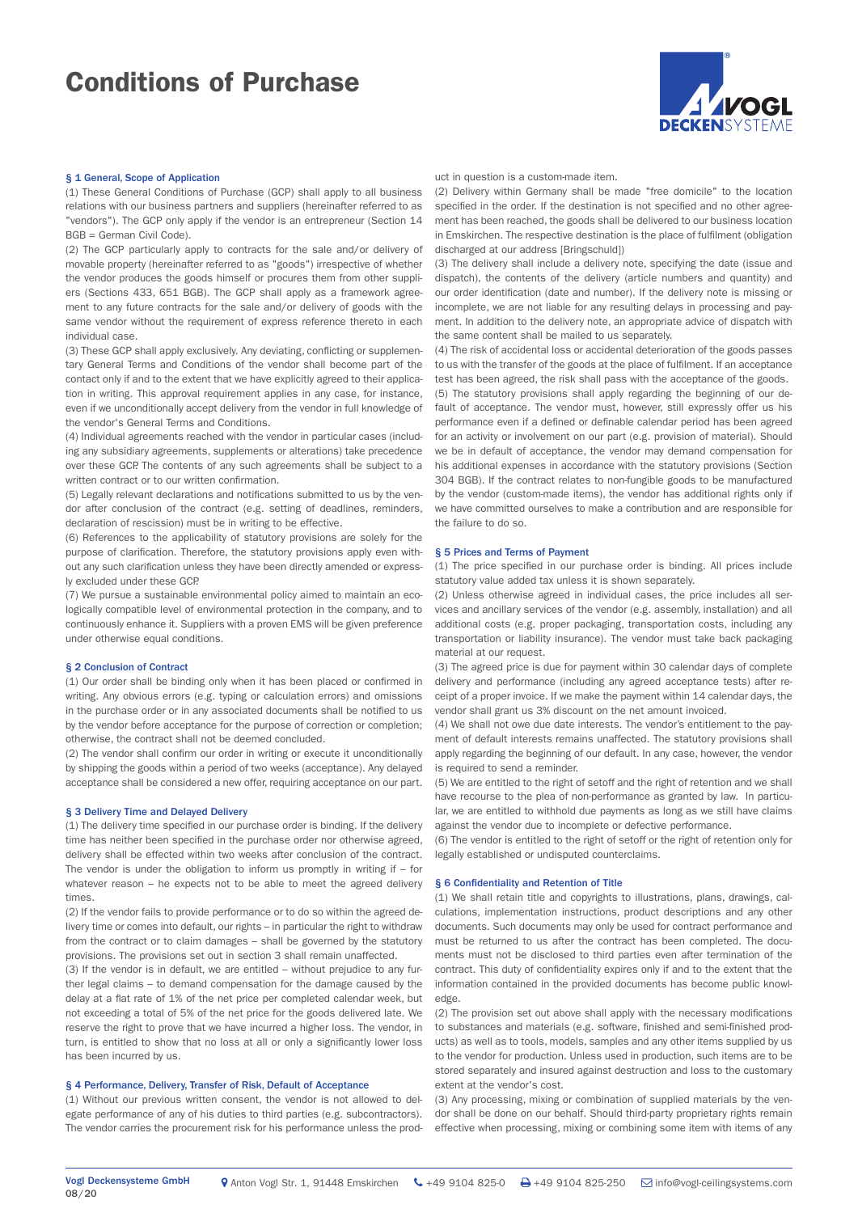# Conditions of Purchase

## § 1 General, Scope of Application

(1) These General Conditions of Purchase (GCP) shall apply to all business relations with our business partners and suppliers (hereinafter referred to as "vendors"). The GCP only apply if the vendor is an entrepreneur (Section 14 BGB = German Civil Code).

(2) The GCP particularly apply to contracts for the sale and/or delivery of movable property (hereinafter referred to as "goods") irrespective of whether the vendor produces the goods himself or procures them from other suppliers (Sections 433, 651 BGB). The GCP shall apply as a framework agreement to any future contracts for the sale and/or delivery of goods with the same vendor without the requirement of express reference thereto in each individual case.

(3) These GCP shall apply exclusively. Any deviating, conflicting or supplementary General Terms and Conditions of the vendor shall become part of the contact only if and to the extent that we have explicitly agreed to their application in writing. This approval requirement applies in any case, for instance, even if we unconditionally accept delivery from the vendor in full knowledge of the vendor's General Terms and Conditions.

(4) Individual agreements reached with the vendor in particular cases (including any subsidiary agreements, supplements or alterations) take precedence over these GCP. The contents of any such agreements shall be subject to a written contract or to our written confirmation.

(5) Legally relevant declarations and notifications submitted to us by the vendor after conclusion of the contract (e.g. setting of deadlines, reminders, declaration of rescission) must be in writing to be effective.

(6) References to the applicability of statutory provisions are solely for the purpose of clarification. Therefore, the statutory provisions apply even without any such clarification unless they have been directly amended or expressly excluded under these GCP.

(7) We pursue a sustainable environmental policy aimed to maintain an ecologically compatible level of environmental protection in the company, and to continuously enhance it. Suppliers with a proven EMS will be given preference under otherwise equal conditions.

## § 2 Conclusion of Contract

(1) Our order shall be binding only when it has been placed or confirmed in writing. Any obvious errors (e.g. typing or calculation errors) and omissions in the purchase order or in any associated documents shall be notified to us by the vendor before acceptance for the purpose of correction or completion; otherwise, the contract shall not be deemed concluded.

(2) The vendor shall confirm our order in writing or execute it unconditionally by shipping the goods within a period of two weeks (acceptance). Any delayed acceptance shall be considered a new offer, requiring acceptance on our part.

## § 3 Delivery Time and Delayed Delivery

(1) The delivery time specified in our purchase order is binding. If the delivery time has neither been specified in the purchase order nor otherwise agreed, delivery shall be effected within two weeks after conclusion of the contract. The vendor is under the obligation to inform us promptly in writing if – for whatever reason – he expects not to be able to meet the agreed delivery times.

(2) If the vendor fails to provide performance or to do so within the agreed delivery time or comes into default, our rights – in particular the right to withdraw from the contract or to claim damages – shall be governed by the statutory provisions. The provisions set out in section 3 shall remain unaffected.

(3) If the vendor is in default, we are entitled – without prejudice to any further legal claims – to demand compensation for the damage caused by the delay at a flat rate of 1% of the net price per completed calendar week, but not exceeding a total of 5% of the net price for the goods delivered late. We reserve the right to prove that we have incurred a higher loss. The vendor, in turn, is entitled to show that no loss at all or only a significantly lower loss has been incurred by us.

## § 4 Performance, Delivery, Transfer of Risk, Default of Acceptance

(1) Without our previous written consent, the vendor is not allowed to delegate performance of any of his duties to third parties (e.g. subcontractors). The vendor carries the procurement risk for his performance unless the product in question is a custom-made item.

(2) Delivery within Germany shall be made "free domicile" to the location specified in the order. If the destination is not specified and no other agreement has been reached, the goods shall be delivered to our business location in Emskirchen. The respective destination is the place of fulfilment (obligation discharged at our address [Bringschuld])

(3) The delivery shall include a delivery note, specifying the date (issue and dispatch), the contents of the delivery (article numbers and quantity) and our order identification (date and number). If the delivery note is missing or incomplete, we are not liable for any resulting delays in processing and payment. In addition to the delivery note, an appropriate advice of dispatch with the same content shall be mailed to us separately.

(4) The risk of accidental loss or accidental deterioration of the goods passes to us with the transfer of the goods at the place of fulfilment. If an acceptance test has been agreed, the risk shall pass with the acceptance of the goods.

(5) The statutory provisions shall apply regarding the beginning of our default of acceptance. The vendor must, however, still expressly offer us his performance even if a defined or definable calendar period has been agreed for an activity or involvement on our part (e.g. provision of material). Should we be in default of acceptance, the vendor may demand compensation for his additional expenses in accordance with the statutory provisions (Section 304 BGB). If the contract relates to non-fungible goods to be manufactured by the vendor (custom-made items), the vendor has additional rights only if we have committed ourselves to make a contribution and are responsible for the failure to do so.

## § 5 Prices and Terms of Payment

(1) The price specified in our purchase order is binding. All prices include statutory value added tax unless it is shown separately.

(2) Unless otherwise agreed in individual cases, the price includes all services and ancillary services of the vendor (e.g. assembly, installation) and all additional costs (e.g. proper packaging, transportation costs, including any transportation or liability insurance). The vendor must take back packaging material at our request.

(3) The agreed price is due for payment within 30 calendar days of complete delivery and performance (including any agreed acceptance tests) after receipt of a proper invoice. If we make the payment within 14 calendar days, the vendor shall grant us 3% discount on the net amount invoiced.

(4) We shall not owe due date interests. The vendor's entitlement to the payment of default interests remains unaffected. The statutory provisions shall apply regarding the beginning of our default. In any case, however, the vendor is required to send a reminder.

(5) We are entitled to the right of setoff and the right of retention and we shall have recourse to the plea of non-performance as granted by law. In particular, we are entitled to withhold due payments as long as we still have claims against the vendor due to incomplete or defective performance.

(6) The vendor is entitled to the right of setoff or the right of retention only for legally established or undisputed counterclaims.

## § 6 Confidentiality and Retention of Title

(1) We shall retain title and copyrights to illustrations, plans, drawings, calculations, implementation instructions, product descriptions and any other documents. Such documents may only be used for contract performance and must be returned to us after the contract has been completed. The documents must not be disclosed to third parties even after termination of the contract. This duty of confidentiality expires only if and to the extent that the information contained in the provided documents has become public knowledge.

(2) The provision set out above shall apply with the necessary modifications to substances and materials (e.g. software, finished and semi-finished products) as well as to tools, models, samples and any other items supplied by us to the vendor for production. Unless used in production, such items are to be stored separately and insured against destruction and loss to the customary extent at the vendor's cost.

(3) Any processing, mixing or combination of supplied materials by the vendor shall be done on our behalf. Should third-party proprietary rights remain effective when processing, mixing or combining some item with items of any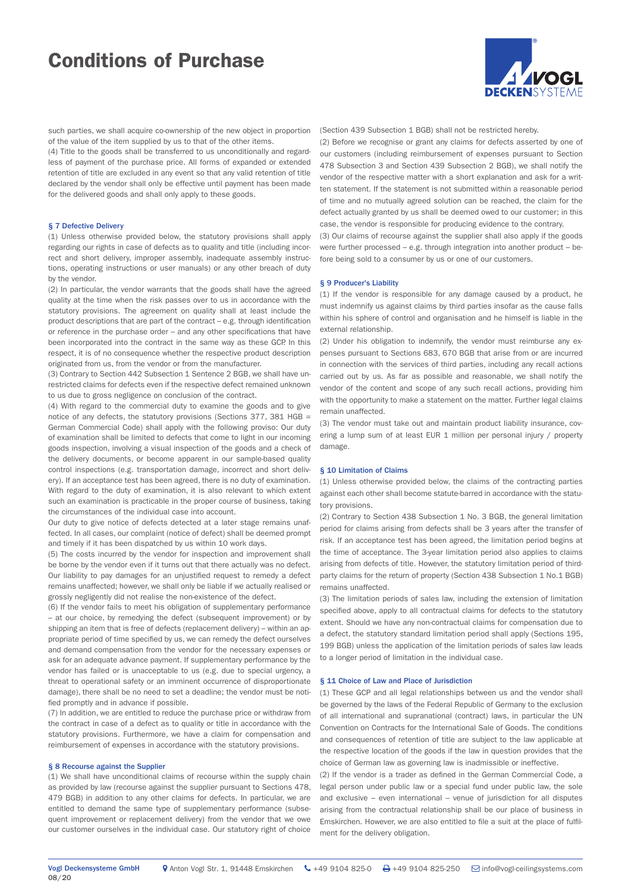# Conditions of Purchase

such parties, we shall acquire co-ownership of the new object in proportion of the value of the item supplied by us to that of the other items.

(4) Title to the goods shall be transferred to us unconditionally and regardless of payment of the purchase price. All forms of expanded or extended retention of title are excluded in any event so that any valid retention of title declared by the vendor shall only be effective until payment has been made for the delivered goods and shall only apply to these goods.

### § 7 Defective Delivery

(1) Unless otherwise provided below, the statutory provisions shall apply regarding our rights in case of defects as to quality and title (including incorrect and short delivery, improper assembly, inadequate assembly instructions, operating instructions or user manuals) or any other breach of duty by the vendor.

(2) In particular, the vendor warrants that the goods shall have the agreed quality at the time when the risk passes over to us in accordance with the statutory provisions. The agreement on quality shall at least include the product descriptions that are part of the contract – e.g. through identification or reference in the purchase order – and any other specifications that have been incorporated into the contract in the same way as these GCP. In this respect, it is of no consequence whether the respective product description originated from us, from the vendor or from the manufacturer.

(3) Contrary to Section 442 Subsection 1 Sentence 2 BGB, we shall have unrestricted claims for defects even if the respective defect remained unknown to us due to gross negligence on conclusion of the contract.

(4) With regard to the commercial duty to examine the goods and to give notice of any defects, the statutory provisions (Sections 377, 381 HGB = German Commercial Code) shall apply with the following proviso: Our duty of examination shall be limited to defects that come to light in our incoming goods inspection, involving a visual inspection of the goods and a check of the delivery documents, or become apparent in our sample-based quality control inspections (e.g. transportation damage, incorrect and short delivery). If an acceptance test has been agreed, there is no duty of examination. With regard to the duty of examination, it is also relevant to which extent such an examination is practicable in the proper course of business, taking the circumstances of the individual case into account.

Our duty to give notice of defects detected at a later stage remains unaffected. In all cases, our complaint (notice of defect) shall be deemed prompt and timely if it has been dispatched by us within 10 work days.

(5) The costs incurred by the vendor for inspection and improvement shall be borne by the vendor even if it turns out that there actually was no defect. Our liability to pay damages for an unjustified request to remedy a defect remains unaffected; however, we shall only be liable if we actually realised or grossly negligently did not realise the non-existence of the defect.

(6) If the vendor fails to meet his obligation of supplementary performance – at our choice, by remedying the defect (subsequent improvement) or by shipping an item that is free of defects (replacement delivery) – within an appropriate period of time specified by us, we can remedy the defect ourselves and demand compensation from the vendor for the necessary expenses or ask for an adequate advance payment. If supplementary performance by the vendor has failed or is unacceptable to us (e.g. due to special urgency, a threat to operational safety or an imminent occurrence of disproportionate damage), there shall be no need to set a deadline; the vendor must be notified promptly and in advance if possible.

(7) In addition, we are entitled to reduce the purchase price or withdraw from the contract in case of a defect as to quality or title in accordance with the statutory provisions. Furthermore, we have a claim for compensation and reimbursement of expenses in accordance with the statutory provisions.

### § 8 Recourse against the Supplier

(1) We shall have unconditional claims of recourse within the supply chain as provided by law (recourse against the supplier pursuant to Sections 478, 479 BGB) in addition to any other claims for defects. In particular, we are entitled to demand the same type of supplementary performance (subsequent improvement or replacement delivery) from the vendor that we owe our customer ourselves in the individual case. Our statutory right of choice (Section 439 Subsection 1 BGB) shall not be restricted hereby.

(2) Before we recognise or grant any claims for defects asserted by one of our customers (including reimbursement of expenses pursuant to Section 478 Subsection 3 and Section 439 Subsection 2 BGB), we shall notify the vendor of the respective matter with a short explanation and ask for a written statement. If the statement is not submitted within a reasonable period of time and no mutually agreed solution can be reached, the claim for the defect actually granted by us shall be deemed owed to our customer; in this case, the vendor is responsible for producing evidence to the contrary.

(3) Our claims of recourse against the supplier shall also apply if the goods were further processed – e.g. through integration into another product – before being sold to a consumer by us or one of our customers.

### § 9 Producer's Liability

(1) If the vendor is responsible for any damage caused by a product, he must indemnify us against claims by third parties insofar as the cause falls within his sphere of control and organisation and he himself is liable in the external relationship.

(2) Under his obligation to indemnify, the vendor must reimburse any expenses pursuant to Sections 683, 670 BGB that arise from or are incurred in connection with the services of third parties, including any recall actions carried out by us. As far as possible and reasonable, we shall notify the vendor of the content and scope of any such recall actions, providing him with the opportunity to make a statement on the matter. Further legal claims remain unaffected.

(3) The vendor must take out and maintain product liability insurance, covering a lump sum of at least EUR 1 million per personal injury / property damage.

### § 10 Limitation of Claims

(1) Unless otherwise provided below, the claims of the contracting parties against each other shall become statute-barred in accordance with the statutory provisions.

(2) Contrary to Section 438 Subsection 1 No. 3 BGB, the general limitation period for claims arising from defects shall be 3 years after the transfer of risk. If an acceptance test has been agreed, the limitation period begins at the time of acceptance. The 3-year limitation period also applies to claims arising from defects of title. However, the statutory limitation period of third-party claims for the return of property (Section 438 Subsection 1 No.1 BGB) remains unaffected.

(3) The limitation periods of sales law, including the extension of limitation specified above, apply to all contractual claims for defects to the statutory extent. Should we have any non-contractual claims for compensation due to a defect, the statutory standard limitation period shall apply (Sections 195, 199 BGB) unless the application of the limitation periods of sales law leads to a longer period of limitation in the individual case.

### § 11 Choice of Law and Place of Jurisdiction

(1) These GCP and all legal relationships between us and the vendor shall be governed by the laws of the Federal Republic of Germany to the exclusion of all international and supranational (contract) laws, in particular the UN Convention on Contracts for the International Sale of Goods. The conditions and consequences of retention of title are subject to the law applicable at the respective location of the goods if the law in question provides that the choice of German law as governing law is inadmissible or ineffective.

(2) If the vendor is a trader as defined in the German Commercial Code, a legal person under public law or a special fund under public law, the sole and exclusive – even international – venue of jurisdiction for all disputes arising from the contractual relationship shall be our place of business in Emskirchen. However, we are also entitled to file a suit at the place of fulfilment for the delivery obligation.

Vogl Deckensysteme GmbH | Anton Vogl Str. 1, 91448 Emskirchen | +49 9104 825-0 | +49 9104 825-250 | info@vogl-ceilingsystems.com